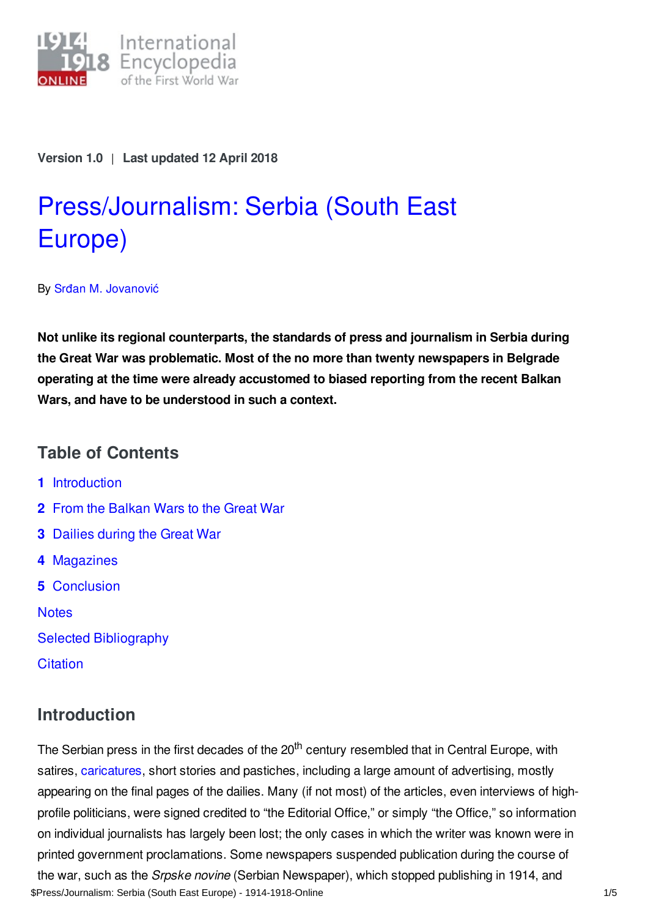Version 1.0 | Last updated 12 April 2018

# Press/Journalism: Serbia (South East Europe)

By Srđan M. Jovanović

**Not unlike its regional counterparts, the standards of press and journalism in Serbia during the Great War was problematic. Most of the no more than twenty newspapers in Belgrade operating at the time were already accustomed to biased reporting from the recent Balkan Wars, and have to be understood in such a context.**

## Table of Contents

1. Introduction
2. From the Balkan Wars to the Great War
3. Dailies during the Great War
4. Magazines
5. Conclusion

Notes

Selected Bibliography

Citation

## Introduction

The Serbian press in the first decades of the 20th century resembled that in Central Europe, with satires, caricatures, short stories and pastiches, including a large amount of advertising, mostly appearing on the final pages of the dailies. Many (if not most) of the articles, even interviews of high-profile politicians, were signed credited to "the Editorial Office," or simply "the Office," so information on individual journalists has largely been lost; the only cases in which the writer was known were in printed government proclamations. Some newspapers suspended publication during the course of the war, such as the *Srpske novine* (Serbian Newspaper), which stopped publishing in 1914, and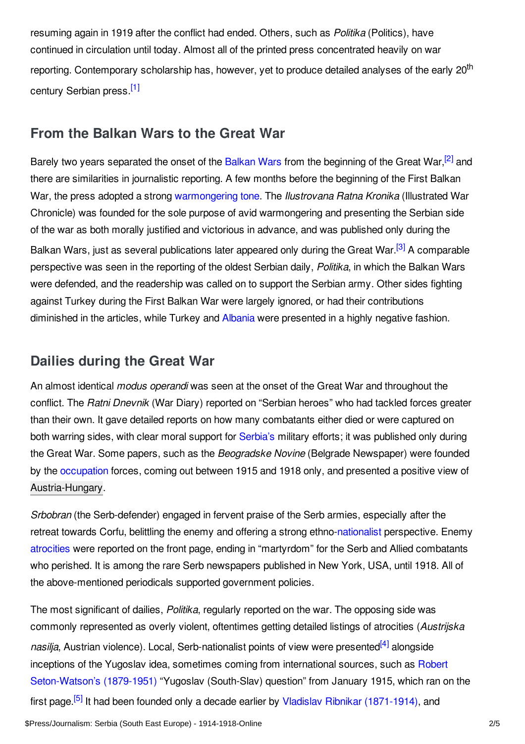resuming again in 1919 after the conflict had ended. Others, such as *Politika* (Politics), have continued in circulation until today. Almost all of the printed press concentrated heavily on war reporting. Contemporary scholarship has, however, yet to produce detailed analyses of the early 20th century Serbian press.[1]

## From the Balkan Wars to the Great War

Barely two years separated the onset of the Balkan Wars from the beginning of the Great War,[2] and there are similarities in journalistic reporting. A few months before the beginning of the First Balkan War, the press adopted a strong warmongering tone. The *Ilustrovana Ratna Kronika* (Illustrated War Chronicle) was founded for the sole purpose of avid warmongering and presenting the Serbian side of the war as both morally justified and victorious in advance, and was published only during the Balkan Wars, just as several publications later appeared only during the Great War.[3] A comparable perspective was seen in the reporting of the oldest Serbian daily, *Politika*, in which the Balkan Wars were defended, and the readership was called on to support the Serbian army. Other sides fighting against Turkey during the First Balkan War were largely ignored, or had their contributions diminished in the articles, while Turkey and Albania were presented in a highly negative fashion.

## Dailies during the Great War

An almost identical *modus operandi* was seen at the onset of the Great War and throughout the conflict. The *Ratni Dnevnik* (War Diary) reported on "Serbian heroes" who had tackled forces greater than their own. It gave detailed reports on how many combatants either died or were captured on both warring sides, with clear moral support for Serbia's military efforts; it was published only during the Great War. Some papers, such as the *Beogradske Novine* (Belgrade Newspaper) were founded by the occupation forces, coming out between 1915 and 1918 only, and presented a positive view of Austria-Hungary.

*Srbobran* (the Serb-defender) engaged in fervent praise of the Serb armies, especially after the retreat towards Corfu, belittling the enemy and offering a strong ethno-nationalist perspective. Enemy atrocities were reported on the front page, ending in "martyrdom" for the Serb and Allied combatants who perished. It is among the rare Serb newspapers published in New York, USA, until 1918. All of the above-mentioned periodicals supported government policies.

The most significant of dailies, *Politika*, regularly reported on the war. The opposing side was commonly represented as overly violent, oftentimes getting detailed listings of atrocities (*Austrijska nasilja*, Austrian violence). Local, Serb-nationalist points of view were presented[4] alongside inceptions of the Yugoslav idea, sometimes coming from international sources, such as Robert Seton-Watson's (1879-1951) "Yugoslav (South-Slav) question" from January 1915, which ran on the first page.[5] It had been founded only a decade earlier by Vladislav Ribnikar (1871-1914), and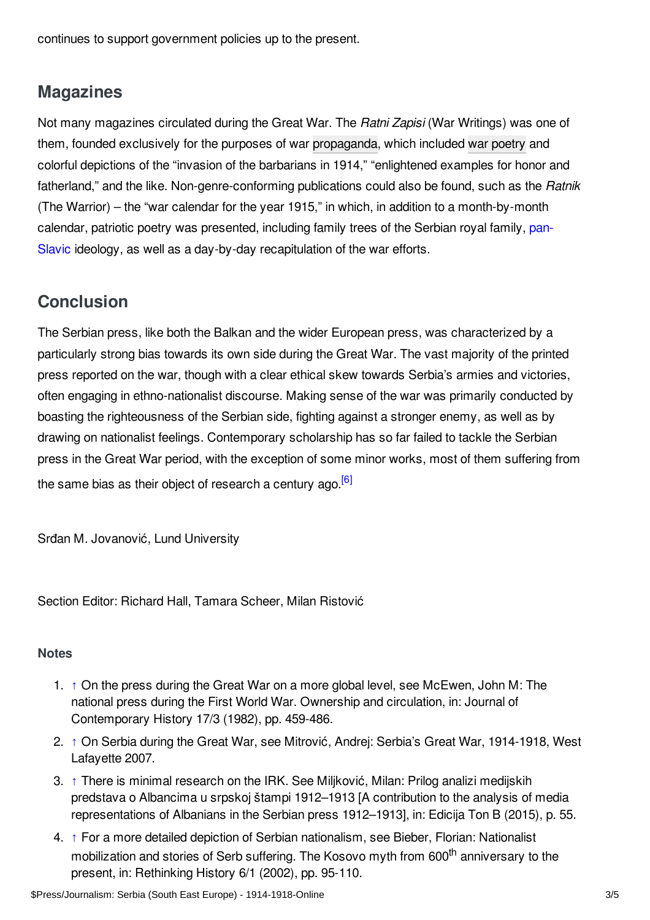continues to support government policies up to the present.

## Magazines

Not many magazines circulated during the Great War. The *Ratni Zapisi* (War Writings) was one of them, founded exclusively for the purposes of war propaganda, which included war poetry and colorful depictions of the "invasion of the barbarians in 1914," "enlightened examples for honor and fatherland," and the like. Non-genre-conforming publications could also be found, such as the *Ratnik* (The Warrior) – the "war calendar for the year 1915," in which, in addition to a month-by-month calendar, patriotic poetry was presented, including family trees of the Serbian royal family, pan-Slavic ideology, as well as a day-by-day recapitulation of the war efforts.

## Conclusion

The Serbian press, like both the Balkan and the wider European press, was characterized by a particularly strong bias towards its own side during the Great War. The vast majority of the printed press reported on the war, though with a clear ethical skew towards Serbia's armies and victories, often engaging in ethno-nationalist discourse. Making sense of the war was primarily conducted by boasting the righteousness of the Serbian side, fighting against a stronger enemy, as well as by drawing on nationalist feelings. Contemporary scholarship has so far failed to tackle the Serbian press in the Great War period, with the exception of some minor works, most of them suffering from the same bias as their object of research a century ago.[6]

Srđan M. Jovanović, Lund University

Section Editor: Richard Hall, Tamara Scheer, Milan Ristović

#### Notes

1. ↑ On the press during the Great War on a more global level, see McEwen, John M: The national press during the First World War. Ownership and circulation, in: Journal of Contemporary History 17/3 (1982), pp. 459-486.
2. ↑ On Serbia during the Great War, see Mitrović, Andrej: Serbia's Great War, 1914-1918, West Lafayette 2007.
3. ↑ There is minimal research on the IRK. See Miljković, Milan: Prilog analizi medijskih predstava o Albancima u srpskoj štampi 1912–1913 [A contribution to the analysis of media representations of Albanians in the Serbian press 1912–1913], in: Edicija Ton B (2015), p. 55.
4. ↑ For a more detailed depiction of Serbian nationalism, see Bieber, Florian: Nationalist mobilization and stories of Serb suffering. The Kosovo myth from 600th anniversary to the present, in: Rethinking History 6/1 (2002), pp. 95-110.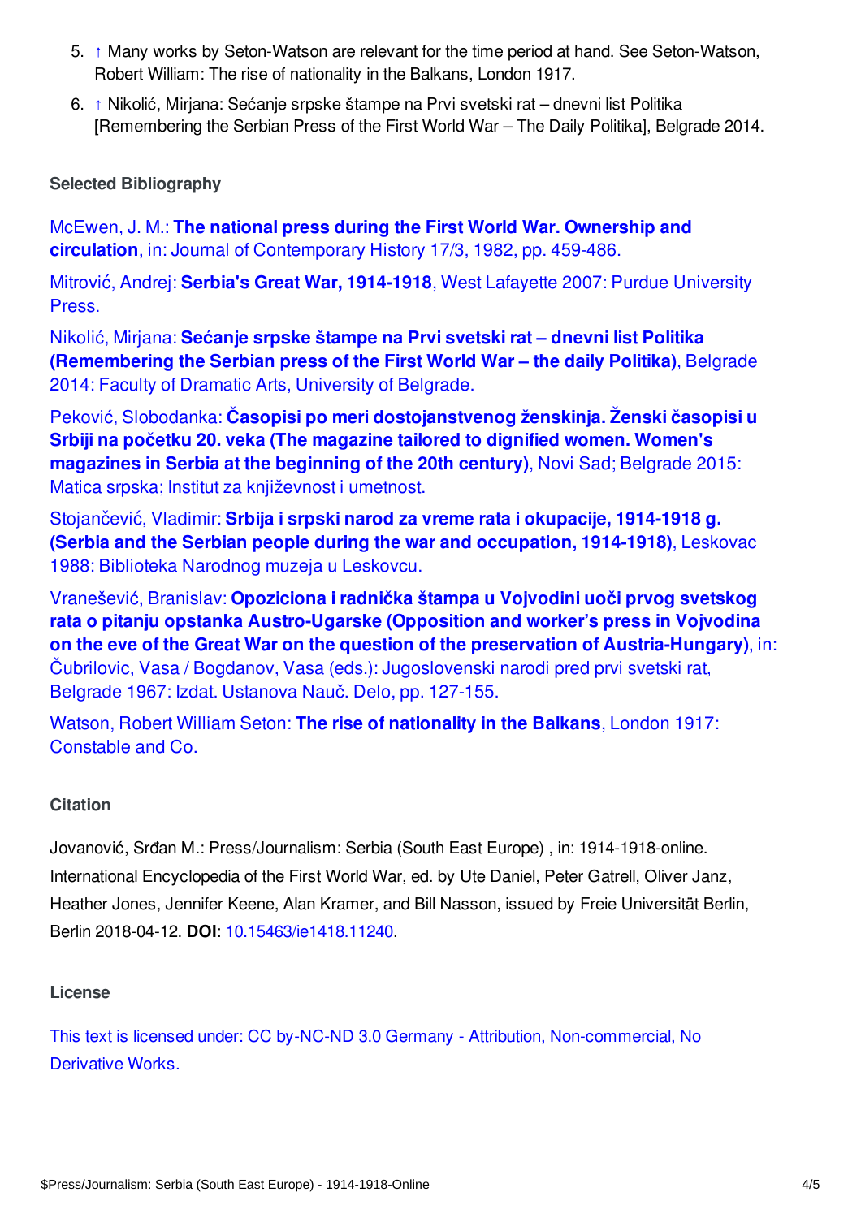5. ↑ Many works by Seton-Watson are relevant for the time period at hand. See Seton-Watson, Robert William: The rise of nationality in the Balkans, London 1917.
6. ↑ Nikolić, Mirjana: Sećanje srpske štampe na Prvi svetski rat – dnevni list Politika [Remembering the Serbian Press of the First World War – The Daily Politika], Belgrade 2014.

### Selected Bibliography

McEwen, J. M.: **The national press during the First World War. Ownership and circulation**, in: Journal of Contemporary History 17/3, 1982, pp. 459-486.

Mitrović, Andrej: **Serbia's Great War, 1914-1918**, West Lafayette 2007: Purdue University Press.

Nikolić, Mirjana: **Sećanje srpske štampe na Prvi svetski rat – dnevni list Politika (Remembering the Serbian press of the First World War – the daily Politika)**, Belgrade 2014: Faculty of Dramatic Arts, University of Belgrade.

Peković, Slobodanka: **Časopisi po meri dostojanstvenog ženskinja. Ženski časopisi u Srbiji na početku 20. veka (The magazine tailored to dignified women. Women's magazines in Serbia at the beginning of the 20th century)**, Novi Sad; Belgrade 2015: Matica srpska; Institut za književnost i umetnost.

Stojančević, Vladimir: **Srbija i srpski narod za vreme rata i okupacije, 1914-1918 g. (Serbia and the Serbian people during the war and occupation, 1914-1918)**, Leskovac 1988: Biblioteka Narodnog muzeja u Leskovcu.

Vranešević, Branislav: **Opoziciona i radnička štampa u Vojvodini uoči prvog svetskog rata o pitanju opstanka Austro-Ugarske (Opposition and worker's press in Vojvodina on the eve of the Great War on the question of the preservation of Austria-Hungary)**, in: Čubrilovic, Vasa / Bogdanov, Vasa (eds.): Jugoslovenski narodi pred prvi svetski rat, Belgrade 1967: Izdat. Ustanova Nauč. Delo, pp. 127-155.

Watson, Robert William Seton: **The rise of nationality in the Balkans**, London 1917: Constable and Co.

### Citation

Jovanović, Srđan M.: Press/Journalism: Serbia (South East Europe) , in: 1914-1918-online. International Encyclopedia of the First World War, ed. by Ute Daniel, Peter Gatrell, Oliver Janz, Heather Jones, Jennifer Keene, Alan Kramer, and Bill Nasson, issued by Freie Universität Berlin, Berlin 2018-04-12. **DOI**: 10.15463/ie1418.11240.

### License

This text is licensed under: CC by-NC-ND 3.0 Germany - Attribution, Non-commercial, No Derivative Works.